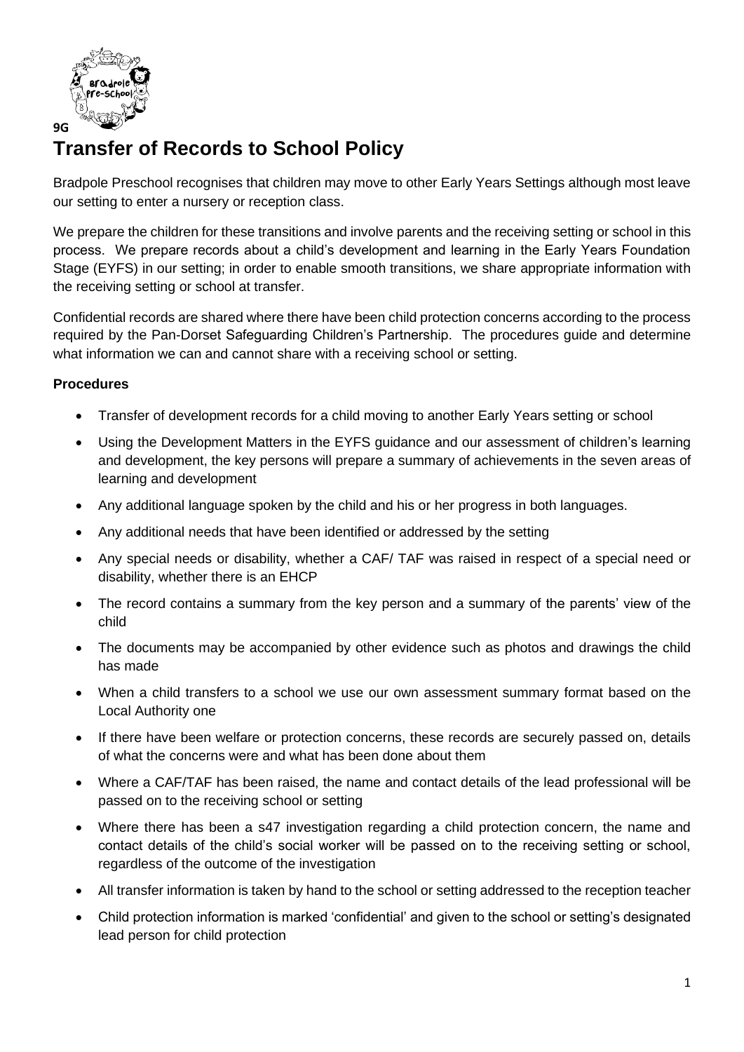9G

# Transfer of Records to School Policy

Bradpole Preschool recognises that children may move to other Early Years Settings although most leave our setting to enter a nursery or reception class.

We prepare the children for these transitions and involve parents and the receiving setting or school in this process. We prepare records about a child's development and learning in the Early Years Foundation Stage (EYFS) in our setting; in order to enable smooth transitions, we share appropriate information with the receiving setting or school at transfer.

Confidential records are shared where there have been child protection concerns according to the process required by the Pan-Dorset Safeguarding Children's Partnership. The procedures guide and determine what information we can and cannot share with a receiving school or setting.

**Procedures**

- Transfer of development records for a child moving to another Early Years setting or school
- Using the Development Matters in the EYFS guidance and our assessment of children's learning and development, the key persons will prepare a summary of achievements in the seven areas of learning and development
- Any additional language spoken by the child and his or her progress in both languages.
- Any additional needs that have been identified or addressed by the setting
- Any special needs or disability, whether a CAF/ TAF was raised in respect of a special need or disability, whether there is an EHCP
- The record contains a summary from the key person and a summary of the parents' view of the child
- The documents may be accompanied by other evidence such as photos and drawings the child has made
- When a child transfers to a school we use our own assessment summary format based on the Local Authority one
- If there have been welfare or protection concerns, these records are securely passed on, details of what the concerns were and what has been done about them
- Where a CAF/TAF has been raised, the name and contact details of the lead professional will be passed on to the receiving school or setting
- Where there has been a s47 investigation regarding a child protection concern, the name and contact details of the child's social worker will be passed on to the receiving setting or school, regardless of the outcome of the investigation
- All transfer information is taken by hand to the school or setting addressed to the reception teacher
- Child protection information is marked 'confidential' and given to the school or setting's designated lead person for child protection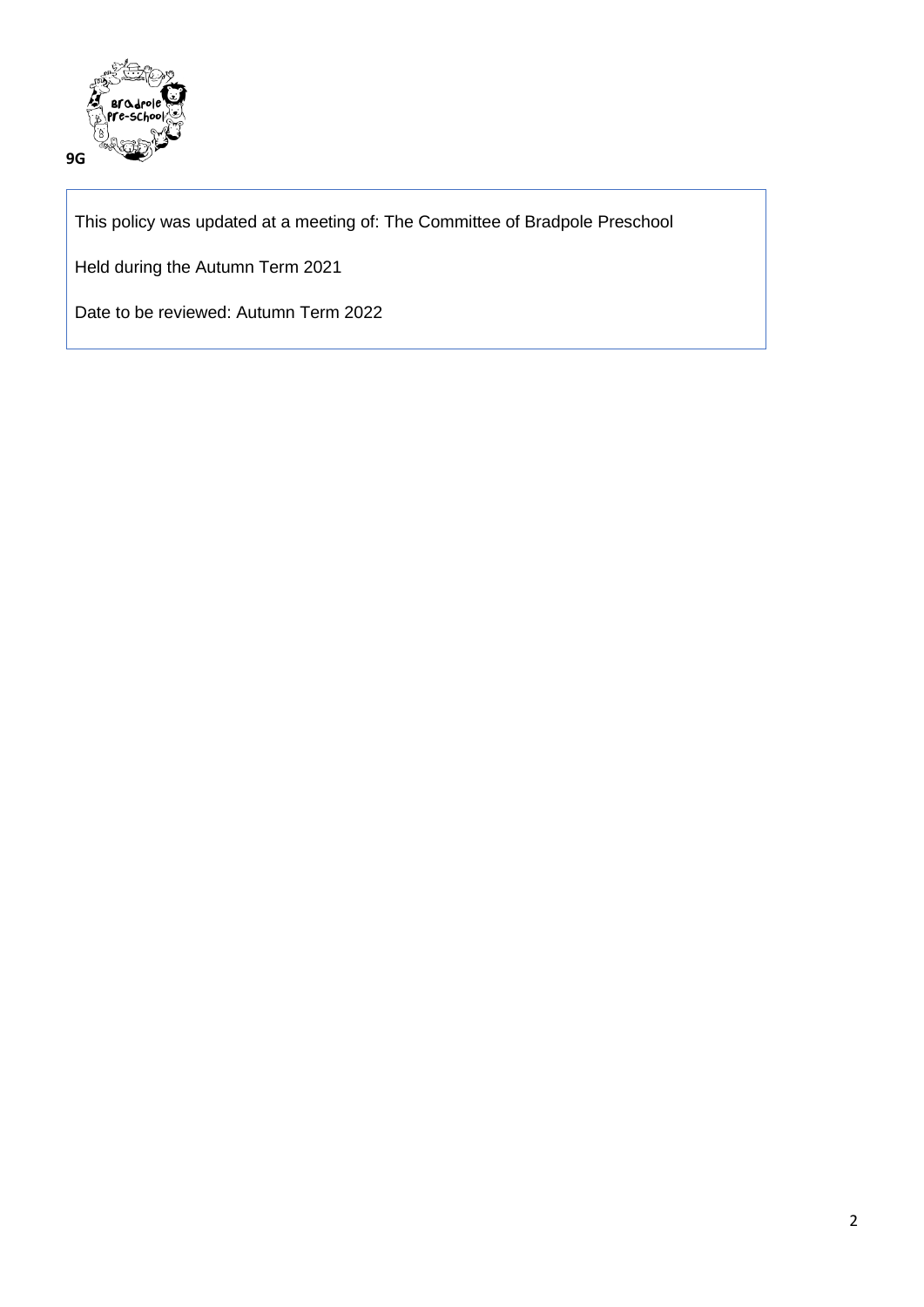**9G**

This policy was updated at a meeting of: The Committee of Bradpole Preschool

Held during the Autumn Term 2021

Date to be reviewed: Autumn Term 2022